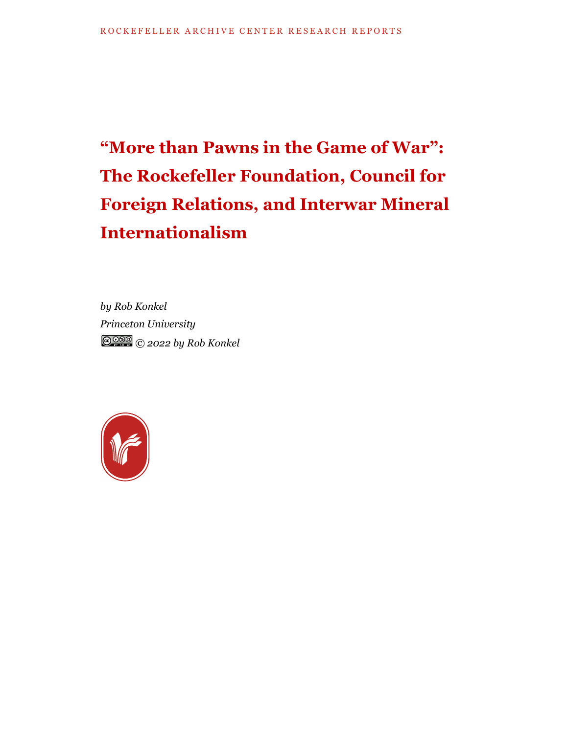ROCKEFELLER ARCHIVE CENTER RESEARCH REPORTS

# "More than Pawns in the Game of War": The Rockefeller Foundation, Council for Foreign Relations, and Interwar Mineral Internationalism

*by Rob Konkel*
*Princeton University*
*© 2022 by Rob Konkel*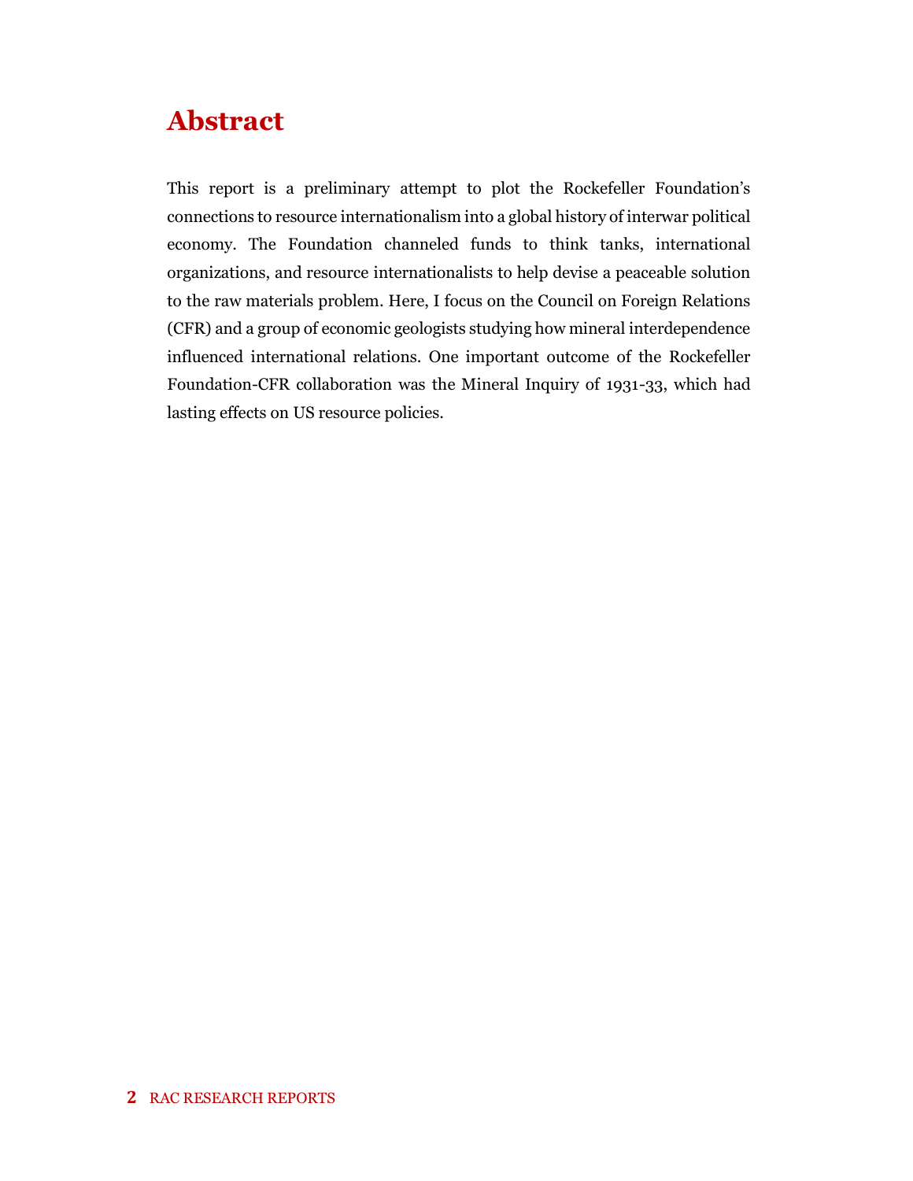# Abstract

This report is a preliminary attempt to plot the Rockefeller Foundation's connections to resource internationalism into a global history of interwar political economy. The Foundation channeled funds to think tanks, international organizations, and resource internationalists to help devise a peaceable solution to the raw materials problem. Here, I focus on the Council on Foreign Relations (CFR) and a group of economic geologists studying how mineral interdependence influenced international relations. One important outcome of the Rockefeller Foundation-CFR collaboration was the Mineral Inquiry of 1931-33, which had lasting effects on US resource policies.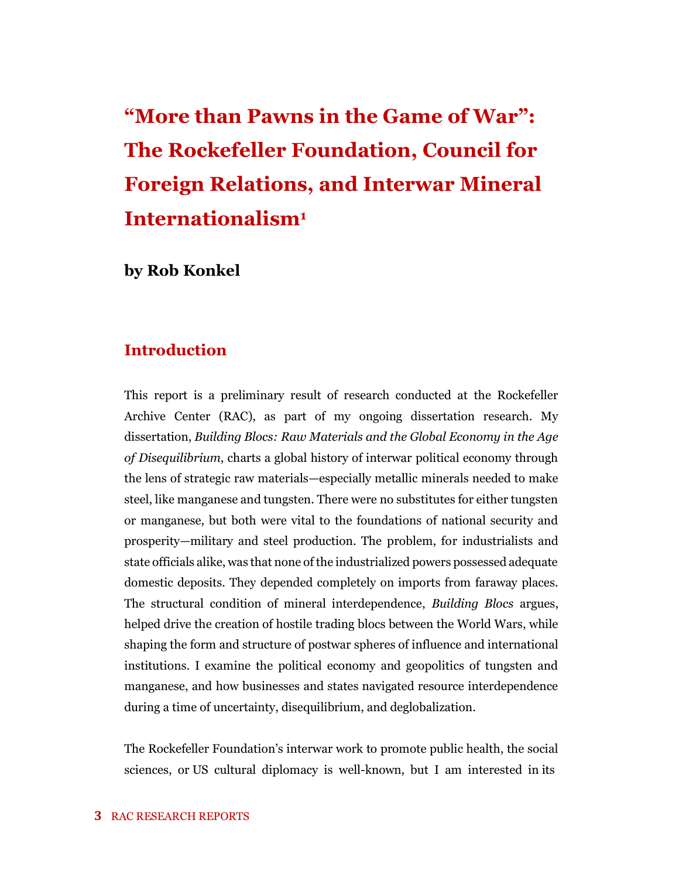# "More than Pawns in the Game of War": The Rockefeller Foundation, Council for Foreign Relations, and Interwar Mineral Internationalism[1]

**by Rob Konkel**

## Introduction

This report is a preliminary result of research conducted at the Rockefeller Archive Center (RAC), as part of my ongoing dissertation research. My dissertation, *Building Blocs: Raw Materials and the Global Economy in the Age of Disequilibrium*, charts a global history of interwar political economy through the lens of strategic raw materials—especially metallic minerals needed to make steel, like manganese and tungsten. There were no substitutes for either tungsten or manganese, but both were vital to the foundations of national security and prosperity—military and steel production. The problem, for industrialists and state officials alike, was that none of the industrialized powers possessed adequate domestic deposits. They depended completely on imports from faraway places. The structural condition of mineral interdependence, *Building Blocs* argues, helped drive the creation of hostile trading blocs between the World Wars, while shaping the form and structure of postwar spheres of influence and international institutions. I examine the political economy and geopolitics of tungsten and manganese, and how businesses and states navigated resource interdependence during a time of uncertainty, disequilibrium, and deglobalization.

The Rockefeller Foundation's interwar work to promote public health, the social sciences, or US cultural diplomacy is well-known, but I am interested in its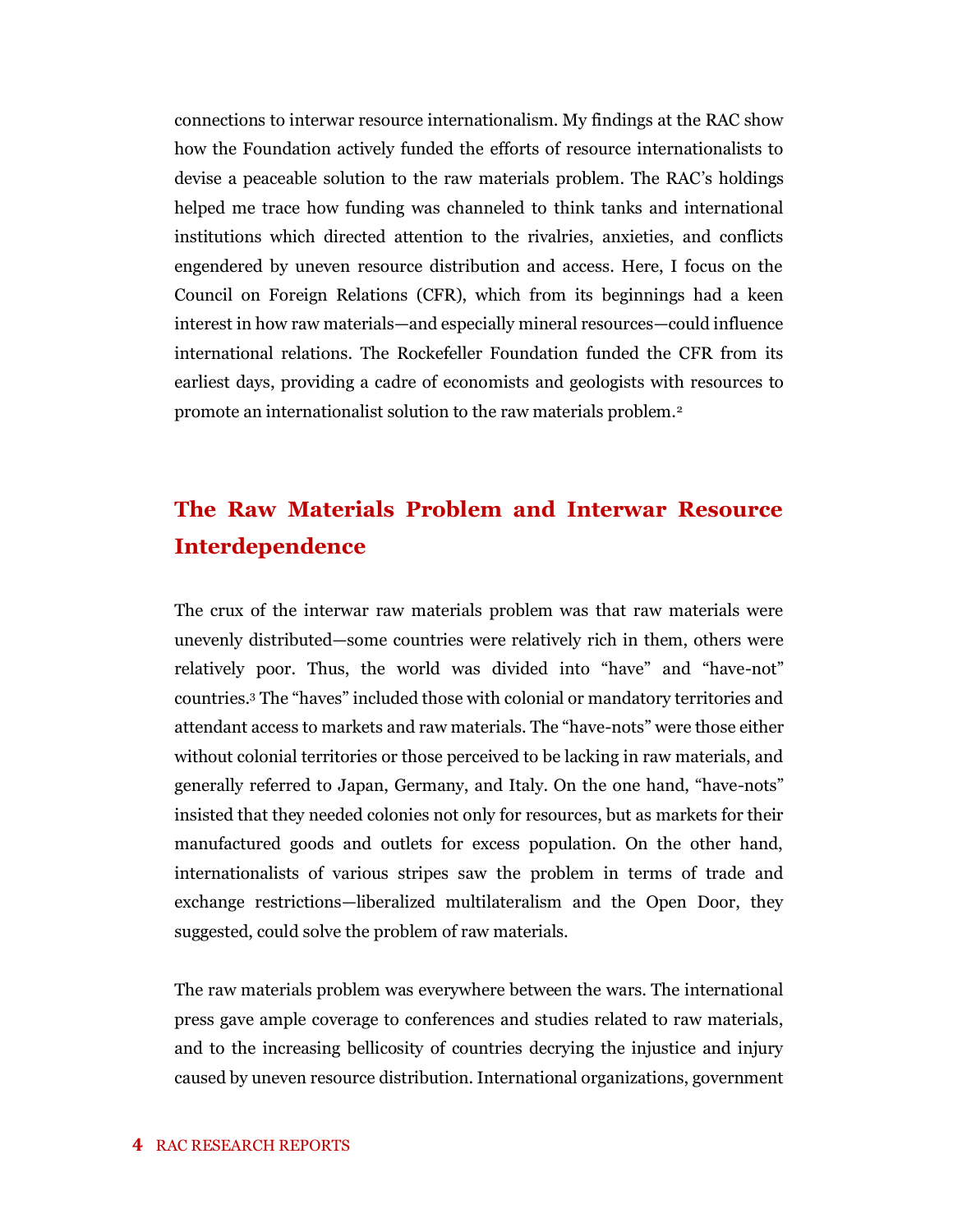connections to interwar resource internationalism. My findings at the RAC show how the Foundation actively funded the efforts of resource internationalists to devise a peaceable solution to the raw materials problem. The RAC's holdings helped me trace how funding was channeled to think tanks and international institutions which directed attention to the rivalries, anxieties, and conflicts engendered by uneven resource distribution and access. Here, I focus on the Council on Foreign Relations (CFR), which from its beginnings had a keen interest in how raw materials—and especially mineral resources—could influence international relations. The Rockefeller Foundation funded the CFR from its earliest days, providing a cadre of economists and geologists with resources to promote an internationalist solution to the raw materials problem.[2]

## The Raw Materials Problem and Interwar Resource Interdependence

The crux of the interwar raw materials problem was that raw materials were unevenly distributed—some countries were relatively rich in them, others were relatively poor. Thus, the world was divided into "have" and "have-not" countries.[3] The "haves" included those with colonial or mandatory territories and attendant access to markets and raw materials. The "have-nots" were those either without colonial territories or those perceived to be lacking in raw materials, and generally referred to Japan, Germany, and Italy. On the one hand, "have-nots" insisted that they needed colonies not only for resources, but as markets for their manufactured goods and outlets for excess population. On the other hand, internationalists of various stripes saw the problem in terms of trade and exchange restrictions—liberalized multilateralism and the Open Door, they suggested, could solve the problem of raw materials.

The raw materials problem was everywhere between the wars. The international press gave ample coverage to conferences and studies related to raw materials, and to the increasing bellicosity of countries decrying the injustice and injury caused by uneven resource distribution. International organizations, government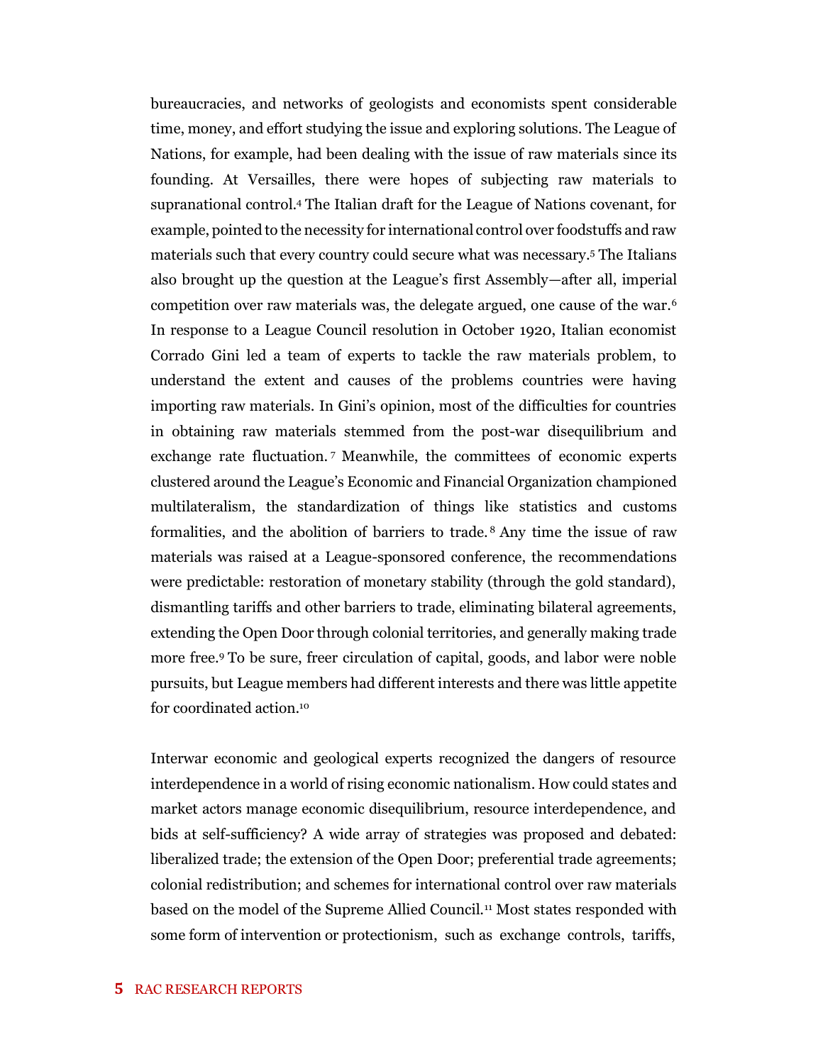bureaucracies, and networks of geologists and economists spent considerable time, money, and effort studying the issue and exploring solutions. The League of Nations, for example, had been dealing with the issue of raw materials since its founding. At Versailles, there were hopes of subjecting raw materials to supranational control.[4] The Italian draft for the League of Nations covenant, for example, pointed to the necessity for international control over foodstuffs and raw materials such that every country could secure what was necessary.[5] The Italians also brought up the question at the League's first Assembly—after all, imperial competition over raw materials was, the delegate argued, one cause of the war.[6] In response to a League Council resolution in October 1920, Italian economist Corrado Gini led a team of experts to tackle the raw materials problem, to understand the extent and causes of the problems countries were having importing raw materials. In Gini's opinion, most of the difficulties for countries in obtaining raw materials stemmed from the post-war disequilibrium and exchange rate fluctuation.[7] Meanwhile, the committees of economic experts clustered around the League's Economic and Financial Organization championed multilateralism, the standardization of things like statistics and customs formalities, and the abolition of barriers to trade.[8] Any time the issue of raw materials was raised at a League-sponsored conference, the recommendations were predictable: restoration of monetary stability (through the gold standard), dismantling tariffs and other barriers to trade, eliminating bilateral agreements, extending the Open Door through colonial territories, and generally making trade more free.[9] To be sure, freer circulation of capital, goods, and labor were noble pursuits, but League members had different interests and there was little appetite for coordinated action.[10]

Interwar economic and geological experts recognized the dangers of resource interdependence in a world of rising economic nationalism. How could states and market actors manage economic disequilibrium, resource interdependence, and bids at self-sufficiency? A wide array of strategies was proposed and debated: liberalized trade; the extension of the Open Door; preferential trade agreements; colonial redistribution; and schemes for international control over raw materials based on the model of the Supreme Allied Council.[11] Most states responded with some form of intervention or protectionism, such as exchange controls, tariffs,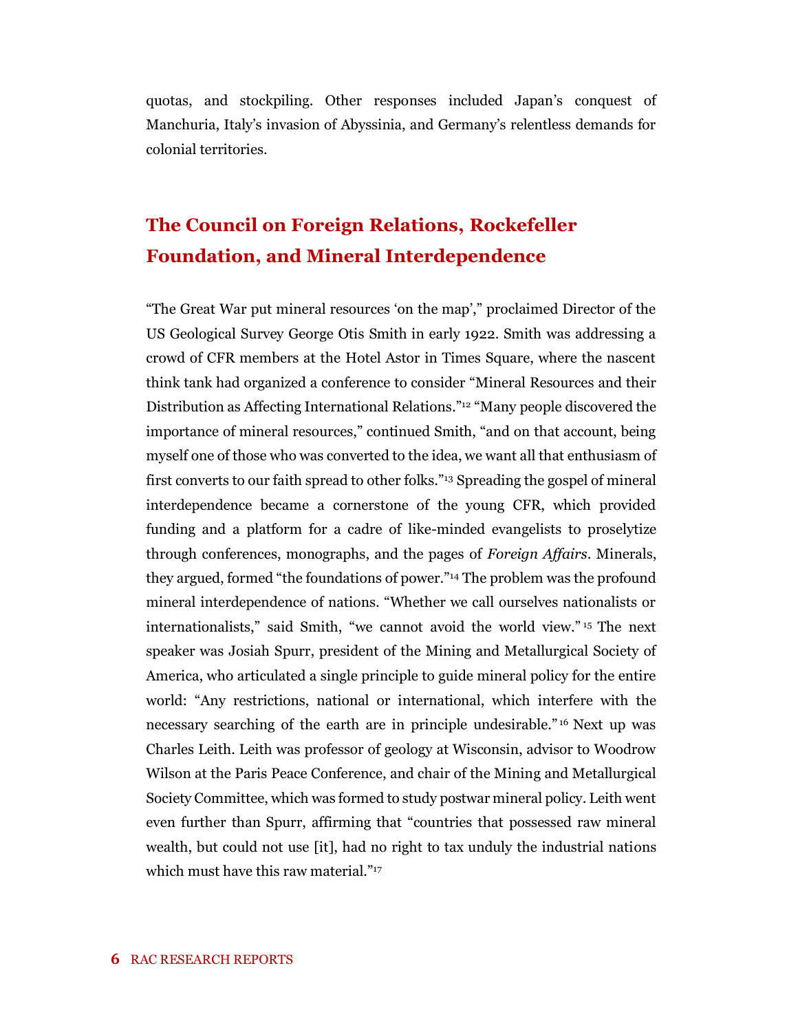quotas, and stockpiling. Other responses included Japan's conquest of Manchuria, Italy's invasion of Abyssinia, and Germany's relentless demands for colonial territories.

## The Council on Foreign Relations, Rockefeller Foundation, and Mineral Interdependence

"The Great War put mineral resources 'on the map'," proclaimed Director of the US Geological Survey George Otis Smith in early 1922. Smith was addressing a crowd of CFR members at the Hotel Astor in Times Square, where the nascent think tank had organized a conference to consider "Mineral Resources and their Distribution as Affecting International Relations."[12] "Many people discovered the importance of mineral resources," continued Smith, "and on that account, being myself one of those who was converted to the idea, we want all that enthusiasm of first converts to our faith spread to other folks."[13] Spreading the gospel of mineral interdependence became a cornerstone of the young CFR, which provided funding and a platform for a cadre of like-minded evangelists to proselytize through conferences, monographs, and the pages of *Foreign Affairs*. Minerals, they argued, formed "the foundations of power."[14] The problem was the profound mineral interdependence of nations. "Whether we call ourselves nationalists or internationalists," said Smith, "we cannot avoid the world view."[15] The next speaker was Josiah Spurr, president of the Mining and Metallurgical Society of America, who articulated a single principle to guide mineral policy for the entire world: "Any restrictions, national or international, which interfere with the necessary searching of the earth are in principle undesirable."[16] Next up was Charles Leith. Leith was professor of geology at Wisconsin, advisor to Woodrow Wilson at the Paris Peace Conference, and chair of the Mining and Metallurgical Society Committee, which was formed to study postwar mineral policy. Leith went even further than Spurr, affirming that "countries that possessed raw mineral wealth, but could not use [it], had no right to tax unduly the industrial nations which must have this raw material."[17]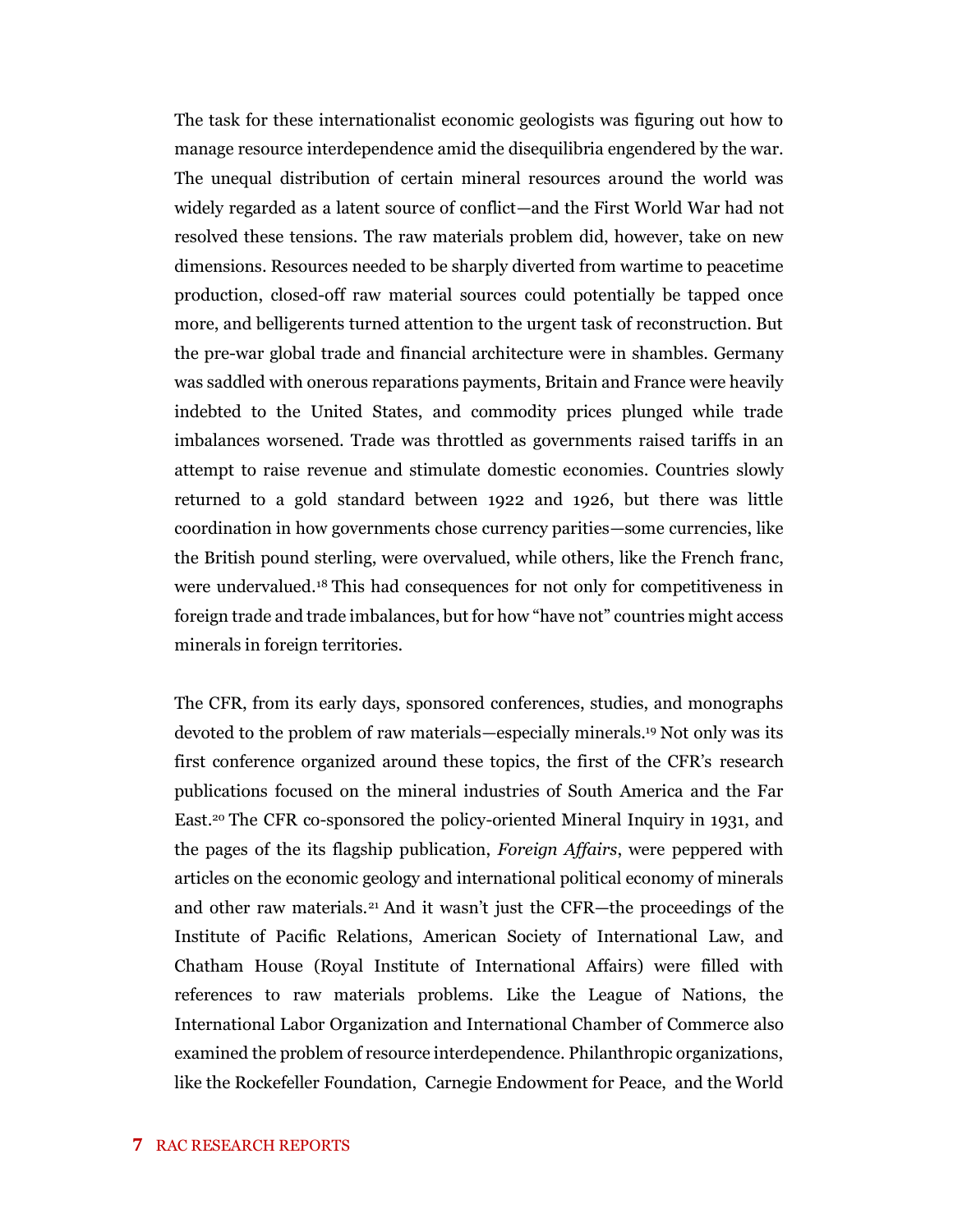The task for these internationalist economic geologists was figuring out how to manage resource interdependence amid the disequilibria engendered by the war. The unequal distribution of certain mineral resources around the world was widely regarded as a latent source of conflict—and the First World War had not resolved these tensions. The raw materials problem did, however, take on new dimensions. Resources needed to be sharply diverted from wartime to peacetime production, closed-off raw material sources could potentially be tapped once more, and belligerents turned attention to the urgent task of reconstruction. But the pre-war global trade and financial architecture were in shambles. Germany was saddled with onerous reparations payments, Britain and France were heavily indebted to the United States, and commodity prices plunged while trade imbalances worsened. Trade was throttled as governments raised tariffs in an attempt to raise revenue and stimulate domestic economies. Countries slowly returned to a gold standard between 1922 and 1926, but there was little coordination in how governments chose currency parities—some currencies, like the British pound sterling, were overvalued, while others, like the French franc, were undervalued.[18] This had consequences for not only for competitiveness in foreign trade and trade imbalances, but for how "have not" countries might access minerals in foreign territories.

The CFR, from its early days, sponsored conferences, studies, and monographs devoted to the problem of raw materials—especially minerals.[19] Not only was its first conference organized around these topics, the first of the CFR's research publications focused on the mineral industries of South America and the Far East.[20] The CFR co-sponsored the policy-oriented Mineral Inquiry in 1931, and the pages of the its flagship publication, *Foreign Affairs*, were peppered with articles on the economic geology and international political economy of minerals and other raw materials.[21] And it wasn't just the CFR—the proceedings of the Institute of Pacific Relations, American Society of International Law, and Chatham House (Royal Institute of International Affairs) were filled with references to raw materials problems. Like the League of Nations, the International Labor Organization and International Chamber of Commerce also examined the problem of resource interdependence. Philanthropic organizations, like the Rockefeller Foundation, Carnegie Endowment for Peace, and the World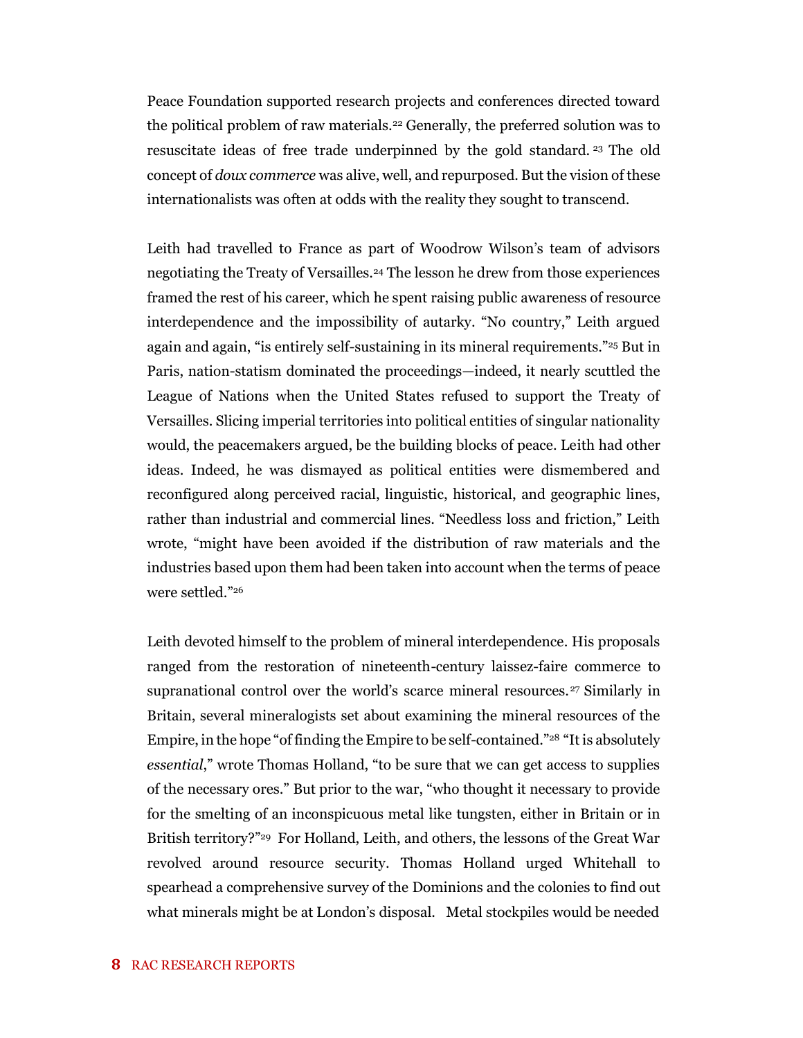Peace Foundation supported research projects and conferences directed toward the political problem of raw materials.[22] Generally, the preferred solution was to resuscitate ideas of free trade underpinned by the gold standard.[23] The old concept of *doux commerce* was alive, well, and repurposed. But the vision of these internationalists was often at odds with the reality they sought to transcend.

Leith had travelled to France as part of Woodrow Wilson's team of advisors negotiating the Treaty of Versailles.[24] The lesson he drew from those experiences framed the rest of his career, which he spent raising public awareness of resource interdependence and the impossibility of autarky. "No country," Leith argued again and again, "is entirely self-sustaining in its mineral requirements."[25] But in Paris, nation-statism dominated the proceedings—indeed, it nearly scuttled the League of Nations when the United States refused to support the Treaty of Versailles. Slicing imperial territories into political entities of singular nationality would, the peacemakers argued, be the building blocks of peace. Leith had other ideas. Indeed, he was dismayed as political entities were dismembered and reconfigured along perceived racial, linguistic, historical, and geographic lines, rather than industrial and commercial lines. "Needless loss and friction," Leith wrote, "might have been avoided if the distribution of raw materials and the industries based upon them had been taken into account when the terms of peace were settled."[26]

Leith devoted himself to the problem of mineral interdependence. His proposals ranged from the restoration of nineteenth-century laissez-faire commerce to supranational control over the world's scarce mineral resources.[27] Similarly in Britain, several mineralogists set about examining the mineral resources of the Empire, in the hope "of finding the Empire to be self-contained."[28] "It is absolutely *essential*," wrote Thomas Holland, "to be sure that we can get access to supplies of the necessary ores." But prior to the war, "who thought it necessary to provide for the smelting of an inconspicuous metal like tungsten, either in Britain or in British territory?"[29] For Holland, Leith, and others, the lessons of the Great War revolved around resource security. Thomas Holland urged Whitehall to spearhead a comprehensive survey of the Dominions and the colonies to find out what minerals might be at London's disposal. Metal stockpiles would be needed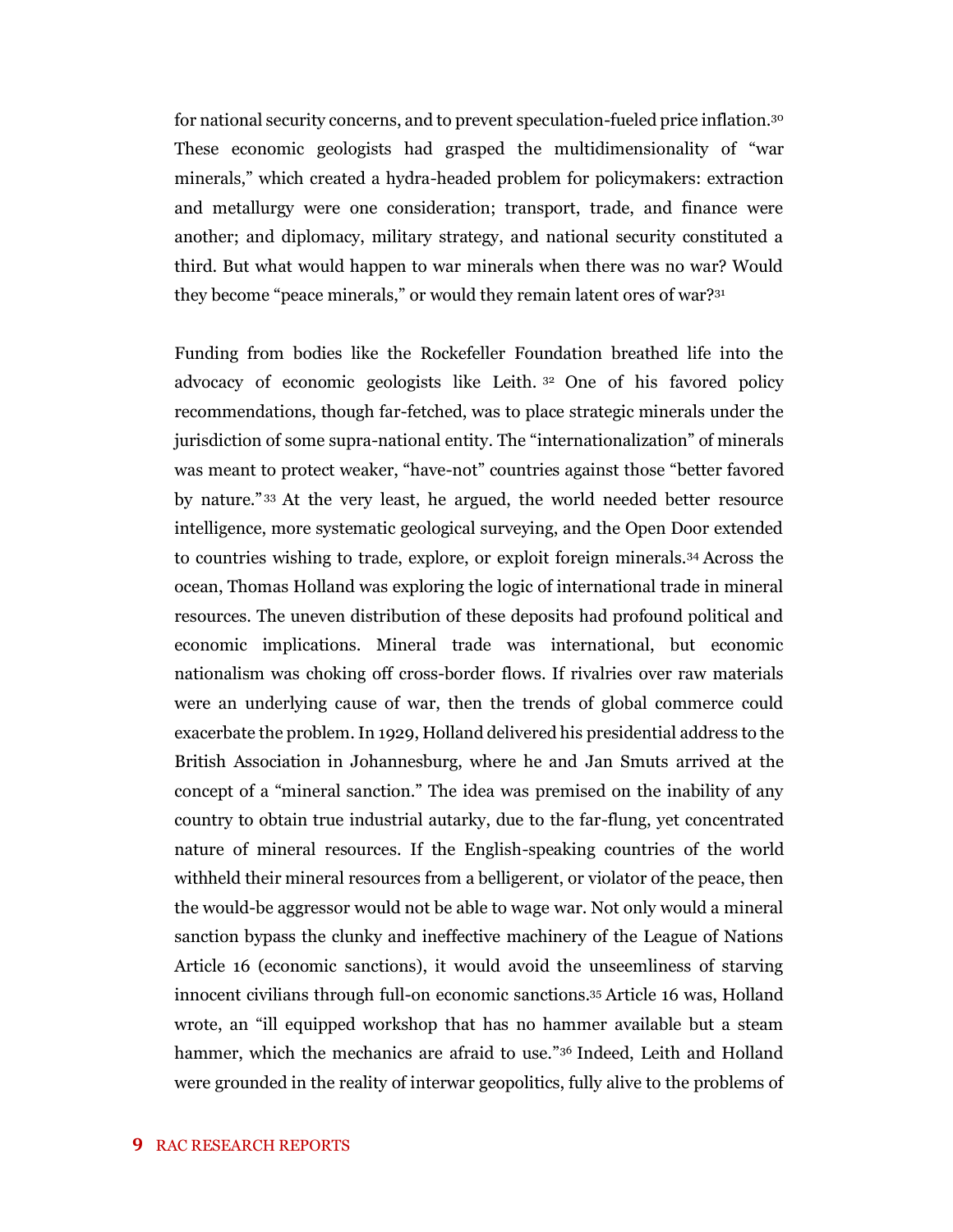for national security concerns, and to prevent speculation-fueled price inflation.[30] These economic geologists had grasped the multidimensionality of "war minerals," which created a hydra-headed problem for policymakers: extraction and metallurgy were one consideration; transport, trade, and finance were another; and diplomacy, military strategy, and national security constituted a third. But what would happen to war minerals when there was no war? Would they become "peace minerals," or would they remain latent ores of war?[31]

Funding from bodies like the Rockefeller Foundation breathed life into the advocacy of economic geologists like Leith.[32] One of his favored policy recommendations, though far-fetched, was to place strategic minerals under the jurisdiction of some supra-national entity. The "internationalization" of minerals was meant to protect weaker, "have-not" countries against those "better favored by nature."[33] At the very least, he argued, the world needed better resource intelligence, more systematic geological surveying, and the Open Door extended to countries wishing to trade, explore, or exploit foreign minerals.[34] Across the ocean, Thomas Holland was exploring the logic of international trade in mineral resources. The uneven distribution of these deposits had profound political and economic implications. Mineral trade was international, but economic nationalism was choking off cross-border flows. If rivalries over raw materials were an underlying cause of war, then the trends of global commerce could exacerbate the problem. In 1929, Holland delivered his presidential address to the British Association in Johannesburg, where he and Jan Smuts arrived at the concept of a "mineral sanction." The idea was premised on the inability of any country to obtain true industrial autarky, due to the far-flung, yet concentrated nature of mineral resources. If the English-speaking countries of the world withheld their mineral resources from a belligerent, or violator of the peace, then the would-be aggressor would not be able to wage war. Not only would a mineral sanction bypass the clunky and ineffective machinery of the League of Nations Article 16 (economic sanctions), it would avoid the unseemliness of starving innocent civilians through full-on economic sanctions.[35] Article 16 was, Holland wrote, an "ill equipped workshop that has no hammer available but a steam hammer, which the mechanics are afraid to use."[36] Indeed, Leith and Holland were grounded in the reality of interwar geopolitics, fully alive to the problems of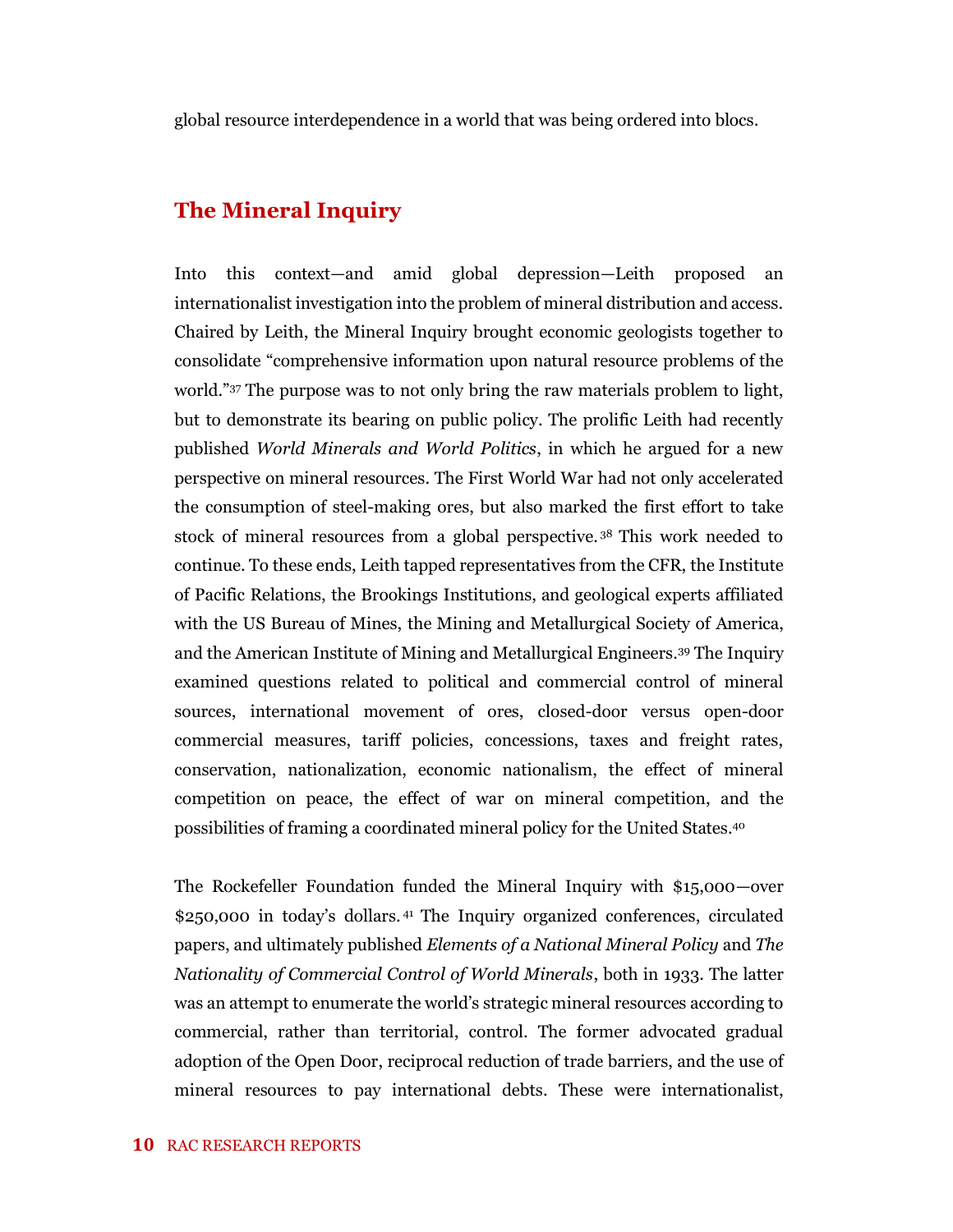global resource interdependence in a world that was being ordered into blocs.

## The Mineral Inquiry

Into this context—and amid global depression—Leith proposed an internationalist investigation into the problem of mineral distribution and access. Chaired by Leith, the Mineral Inquiry brought economic geologists together to consolidate "comprehensive information upon natural resource problems of the world."[37] The purpose was to not only bring the raw materials problem to light, but to demonstrate its bearing on public policy. The prolific Leith had recently published *World Minerals and World Politics*, in which he argued for a new perspective on mineral resources. The First World War had not only accelerated the consumption of steel-making ores, but also marked the first effort to take stock of mineral resources from a global perspective.[38] This work needed to continue. To these ends, Leith tapped representatives from the CFR, the Institute of Pacific Relations, the Brookings Institutions, and geological experts affiliated with the US Bureau of Mines, the Mining and Metallurgical Society of America, and the American Institute of Mining and Metallurgical Engineers.[39] The Inquiry examined questions related to political and commercial control of mineral sources, international movement of ores, closed-door versus open-door commercial measures, tariff policies, concessions, taxes and freight rates, conservation, nationalization, economic nationalism, the effect of mineral competition on peace, the effect of war on mineral competition, and the possibilities of framing a coordinated mineral policy for the United States.[40]

The Rockefeller Foundation funded the Mineral Inquiry with $15,000—over $250,000 in today's dollars.[41] The Inquiry organized conferences, circulated papers, and ultimately published *Elements of a National Mineral Policy* and *The Nationality of Commercial Control of World Minerals*, both in 1933. The latter was an attempt to enumerate the world's strategic mineral resources according to commercial, rather than territorial, control. The former advocated gradual adoption of the Open Door, reciprocal reduction of trade barriers, and the use of mineral resources to pay international debts. These were internationalist,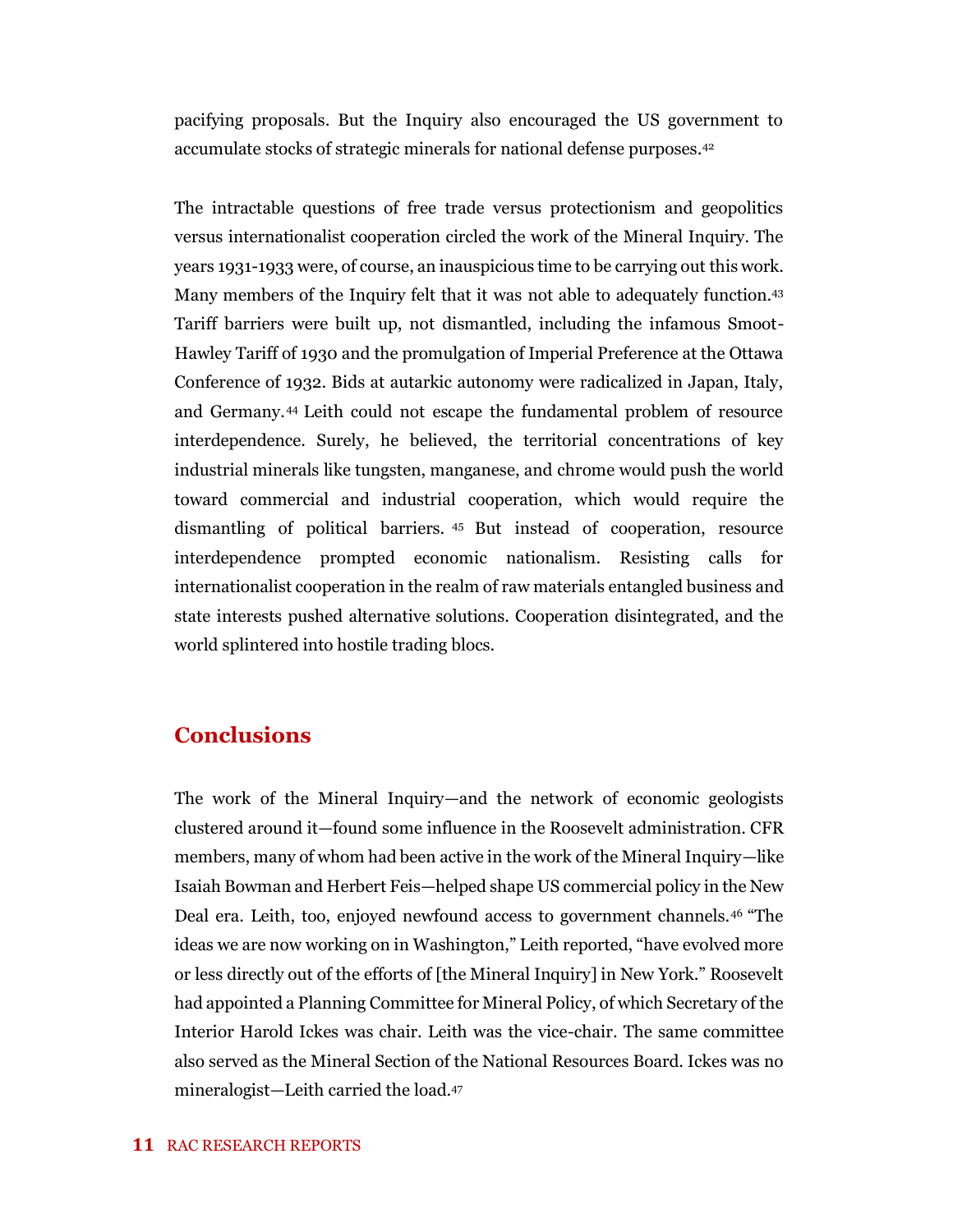pacifying proposals. But the Inquiry also encouraged the US government to accumulate stocks of strategic minerals for national defense purposes.[42]

The intractable questions of free trade versus protectionism and geopolitics versus internationalist cooperation circled the work of the Mineral Inquiry. The years 1931-1933 were, of course, an inauspicious time to be carrying out this work. Many members of the Inquiry felt that it was not able to adequately function.[43] Tariff barriers were built up, not dismantled, including the infamous Smoot-Hawley Tariff of 1930 and the promulgation of Imperial Preference at the Ottawa Conference of 1932. Bids at autarkic autonomy were radicalized in Japan, Italy, and Germany.[44] Leith could not escape the fundamental problem of resource interdependence. Surely, he believed, the territorial concentrations of key industrial minerals like tungsten, manganese, and chrome would push the world toward commercial and industrial cooperation, which would require the dismantling of political barriers.[45] But instead of cooperation, resource interdependence prompted economic nationalism. Resisting calls for internationalist cooperation in the realm of raw materials entangled business and state interests pushed alternative solutions. Cooperation disintegrated, and the world splintered into hostile trading blocs.

## Conclusions

The work of the Mineral Inquiry—and the network of economic geologists clustered around it—found some influence in the Roosevelt administration. CFR members, many of whom had been active in the work of the Mineral Inquiry—like Isaiah Bowman and Herbert Feis—helped shape US commercial policy in the New Deal era. Leith, too, enjoyed newfound access to government channels.[46] "The ideas we are now working on in Washington," Leith reported, "have evolved more or less directly out of the efforts of [the Mineral Inquiry] in New York." Roosevelt had appointed a Planning Committee for Mineral Policy, of which Secretary of the Interior Harold Ickes was chair. Leith was the vice-chair. The same committee also served as the Mineral Section of the National Resources Board. Ickes was no mineralogist—Leith carried the load.[47]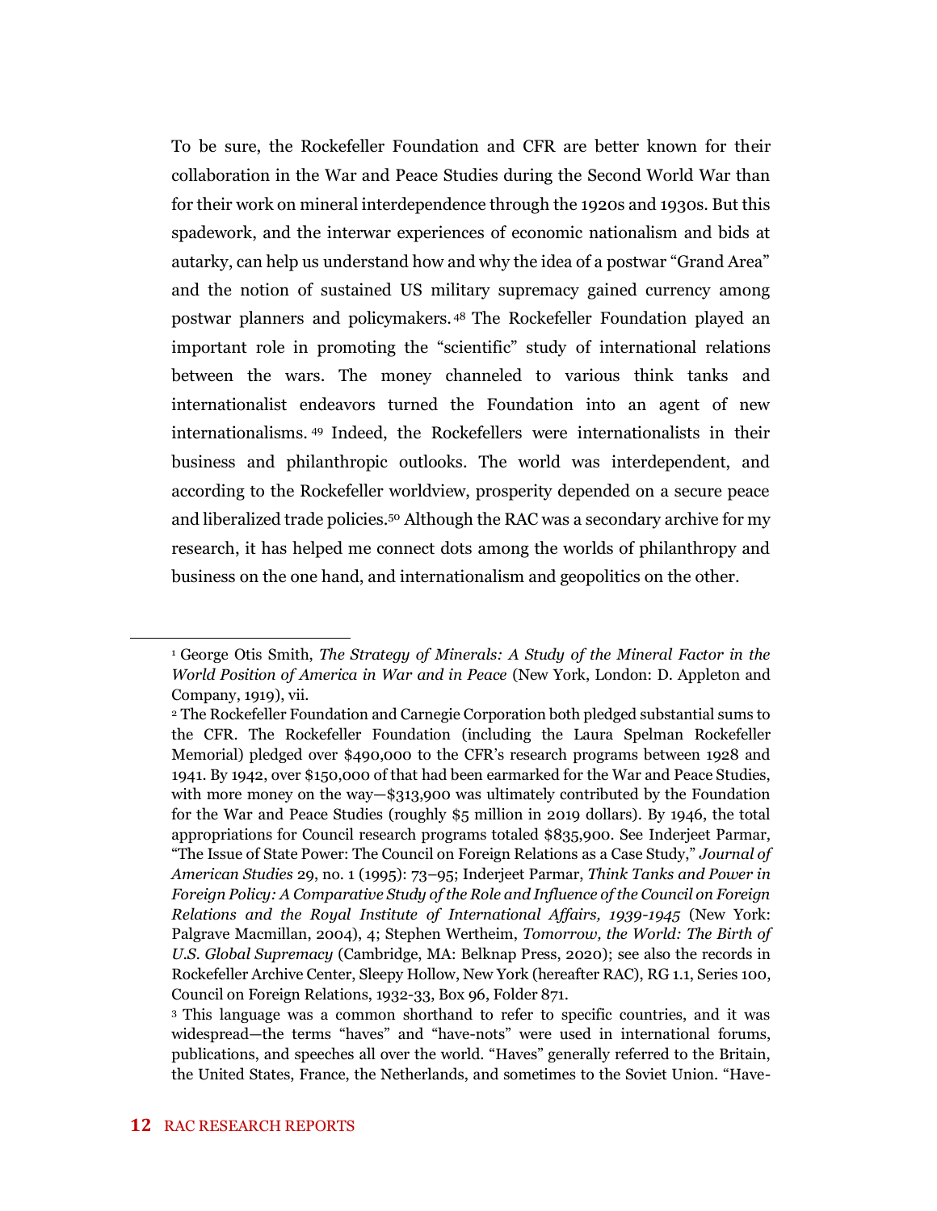To be sure, the Rockefeller Foundation and CFR are better known for their collaboration in the War and Peace Studies during the Second World War than for their work on mineral interdependence through the 1920s and 1930s. But this spadework, and the interwar experiences of economic nationalism and bids at autarky, can help us understand how and why the idea of a postwar "Grand Area" and the notion of sustained US military supremacy gained currency among postwar planners and policymakers.[48] The Rockefeller Foundation played an important role in promoting the "scientific" study of international relations between the wars. The money channeled to various think tanks and internationalist endeavors turned the Foundation into an agent of new internationalisms.[49] Indeed, the Rockefellers were internationalists in their business and philanthropic outlooks. The world was interdependent, and according to the Rockefeller worldview, prosperity depended on a secure peace and liberalized trade policies.[50] Although the RAC was a secondary archive for my research, it has helped me connect dots among the worlds of philanthropy and business on the one hand, and internationalism and geopolitics on the other.

---

[1] George Otis Smith, *The Strategy of Minerals: A Study of the Mineral Factor in the World Position of America in War and in Peace* (New York, London: D. Appleton and Company, 1919), vii.

[2] The Rockefeller Foundation and Carnegie Corporation both pledged substantial sums to the CFR. The Rockefeller Foundation (including the Laura Spelman Rockefeller Memorial) pledged over $490,000 to the CFR's research programs between 1928 and 1941. By 1942, over $150,000 of that had been earmarked for the War and Peace Studies, with more money on the way—$313,900 was ultimately contributed by the Foundation for the War and Peace Studies (roughly $5 million in 2019 dollars). By 1946, the total appropriations for Council research programs totaled $835,900. See Inderjeet Parmar, "The Issue of State Power: The Council on Foreign Relations as a Case Study," *Journal of American Studies* 29, no. 1 (1995): 73–95; Inderjeet Parmar, *Think Tanks and Power in Foreign Policy: A Comparative Study of the Role and Influence of the Council on Foreign Relations and the Royal Institute of International Affairs, 1939-1945* (New York: Palgrave Macmillan, 2004), 4; Stephen Wertheim, *Tomorrow, the World: The Birth of U.S. Global Supremacy* (Cambridge, MA: Belknap Press, 2020); see also the records in Rockefeller Archive Center, Sleepy Hollow, New York (hereafter RAC), RG 1.1, Series 100, Council on Foreign Relations, 1932-33, Box 96, Folder 871.

[3] This language was a common shorthand to refer to specific countries, and it was widespread—the terms "haves" and "have-nots" were used in international forums, publications, and speeches all over the world. "Haves" generally referred to the Britain, the United States, France, the Netherlands, and sometimes to the Soviet Union. "Have-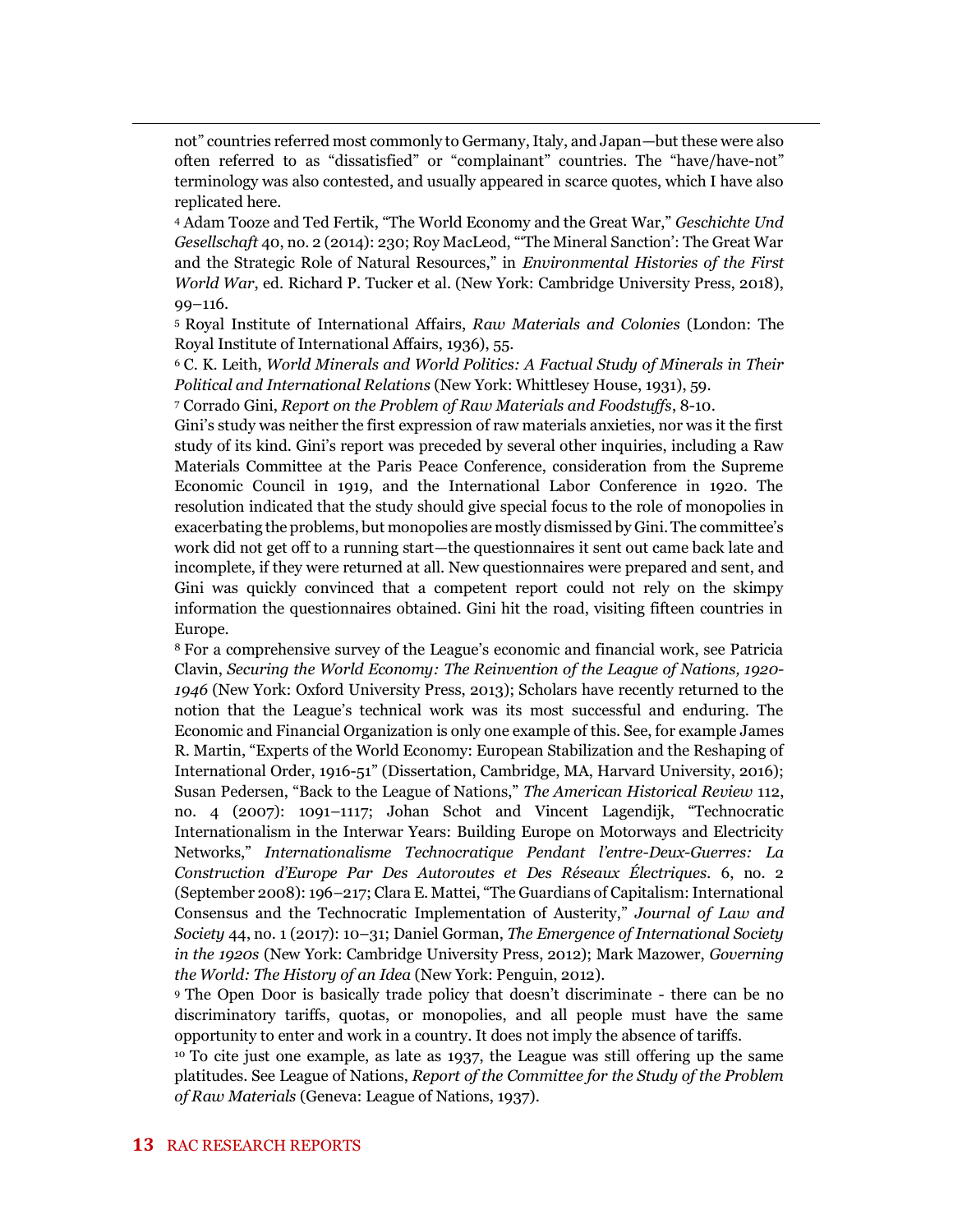not" countries referred most commonly to Germany, Italy, and Japan—but these were also often referred to as "dissatisfied" or "complainant" countries. The "have/have-not" terminology was also contested, and usually appeared in scarce quotes, which I have also replicated here.

[4] Adam Tooze and Ted Fertik, "The World Economy and the Great War," *Geschichte Und Gesellschaft* 40, no. 2 (2014): 230; Roy MacLeod, "'The Mineral Sanction': The Great War and the Strategic Role of Natural Resources," in *Environmental Histories of the First World War*, ed. Richard P. Tucker et al. (New York: Cambridge University Press, 2018), 99–116.

[5] Royal Institute of International Affairs, *Raw Materials and Colonies* (London: The Royal Institute of International Affairs, 1936), 55.

[6] C. K. Leith, *World Minerals and World Politics: A Factual Study of Minerals in Their Political and International Relations* (New York: Whittlesey House, 1931), 59.

[7] Corrado Gini, *Report on the Problem of Raw Materials and Foodstuffs*, 8-10.

Gini's study was neither the first expression of raw materials anxieties, nor was it the first study of its kind. Gini's report was preceded by several other inquiries, including a Raw Materials Committee at the Paris Peace Conference, consideration from the Supreme Economic Council in 1919, and the International Labor Conference in 1920. The resolution indicated that the study should give special focus to the role of monopolies in exacerbating the problems, but monopolies are mostly dismissed by Gini. The committee's work did not get off to a running start—the questionnaires it sent out came back late and incomplete, if they were returned at all. New questionnaires were prepared and sent, and Gini was quickly convinced that a competent report could not rely on the skimpy information the questionnaires obtained. Gini hit the road, visiting fifteen countries in Europe.

[8] For a comprehensive survey of the League's economic and financial work, see Patricia Clavin, *Securing the World Economy: The Reinvention of the League of Nations, 1920-1946* (New York: Oxford University Press, 2013); Scholars have recently returned to the notion that the League's technical work was its most successful and enduring. The Economic and Financial Organization is only one example of this. See, for example James R. Martin, "Experts of the World Economy: European Stabilization and the Reshaping of International Order, 1916-51" (Dissertation, Cambridge, MA, Harvard University, 2016); Susan Pedersen, "Back to the League of Nations," *The American Historical Review* 112, no. 4 (2007): 1091–1117; Johan Schot and Vincent Lagendijk, "Technocratic Internationalism in the Interwar Years: Building Europe on Motorways and Electricity Networks," *Internationalisme Technocratique Pendant l'entre-Deux-Guerres: La Construction d'Europe Par Des Autoroutes et Des Réseaux Électriques*. 6, no. 2 (September 2008): 196–217; Clara E. Mattei, "The Guardians of Capitalism: International Consensus and the Technocratic Implementation of Austerity," *Journal of Law and Society* 44, no. 1 (2017): 10–31; Daniel Gorman, *The Emergence of International Society in the 1920s* (New York: Cambridge University Press, 2012); Mark Mazower, *Governing the World: The History of an Idea* (New York: Penguin, 2012).

[9] The Open Door is basically trade policy that doesn't discriminate - there can be no discriminatory tariffs, quotas, or monopolies, and all people must have the same opportunity to enter and work in a country. It does not imply the absence of tariffs.

[10] To cite just one example, as late as 1937, the League was still offering up the same platitudes. See League of Nations, *Report of the Committee for the Study of the Problem of Raw Materials* (Geneva: League of Nations, 1937).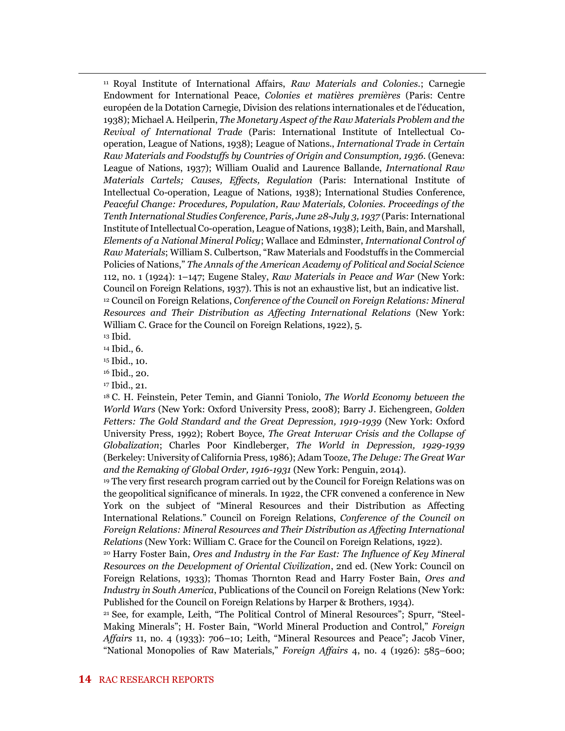[11] Royal Institute of International Affairs, *Raw Materials and Colonies.*; Carnegie Endowment for International Peace, *Colonies et matières premières* (Paris: Centre européen de la Dotation Carnegie, Division des relations internationales et de l'éducation, 1938); Michael A. Heilperin, *The Monetary Aspect of the Raw Materials Problem and the Revival of International Trade* (Paris: International Institute of Intellectual Co-operation, League of Nations, 1938); League of Nations., *International Trade in Certain Raw Materials and Foodstuffs by Countries of Origin and Consumption, 1936.* (Geneva: League of Nations, 1937); William Oualid and Laurence Ballande, *International Raw Materials Cartels; Causes, Effects, Regulation* (Paris: International Institute of Intellectual Co-operation, League of Nations, 1938); International Studies Conference, *Peaceful Change: Procedures, Population, Raw Materials, Colonies. Proceedings of the Tenth International Studies Conference, Paris, June 28-July 3, 1937* (Paris: International Institute of Intellectual Co-operation, League of Nations, 1938); Leith, Bain, and Marshall, *Elements of a National Mineral Policy*; Wallace and Edminster, *International Control of Raw Materials*; William S. Culbertson, "Raw Materials and Foodstuffs in the Commercial Policies of Nations," *The Annals of the American Academy of Political and Social Science* 112, no. 1 (1924): 1–147; Eugene Staley, *Raw Materials in Peace and War* (New York: Council on Foreign Relations, 1937). This is not an exhaustive list, but an indicative list.

[12] Council on Foreign Relations, *Conference of the Council on Foreign Relations: Mineral Resources and Their Distribution as Affecting International Relations* (New York: William C. Grace for the Council on Foreign Relations, 1922), 5.

[13] Ibid.

[14] Ibid., 6.

[15] Ibid., 10.

[16] Ibid., 20.

[17] Ibid., 21.

[18] C. H. Feinstein, Peter Temin, and Gianni Toniolo, *The World Economy between the World Wars* (New York: Oxford University Press, 2008); Barry J. Eichengreen, *Golden Fetters: The Gold Standard and the Great Depression, 1919-1939* (New York: Oxford University Press, 1992); Robert Boyce, *The Great Interwar Crisis and the Collapse of Globalization*; Charles Poor Kindleberger, *The World in Depression, 1929-1939* (Berkeley: University of California Press, 1986); Adam Tooze, *The Deluge: The Great War and the Remaking of Global Order, 1916-1931* (New York: Penguin, 2014).

[19] The very first research program carried out by the Council for Foreign Relations was on the geopolitical significance of minerals. In 1922, the CFR convened a conference in New York on the subject of "Mineral Resources and their Distribution as Affecting International Relations." Council on Foreign Relations, *Conference of the Council on Foreign Relations: Mineral Resources and Their Distribution as Affecting International Relations* (New York: William C. Grace for the Council on Foreign Relations, 1922).

[20] Harry Foster Bain, *Ores and Industry in the Far East: The Influence of Key Mineral Resources on the Development of Oriental Civilization*, 2nd ed. (New York: Council on Foreign Relations, 1933); Thomas Thornton Read and Harry Foster Bain, *Ores and Industry in South America*, Publications of the Council on Foreign Relations (New York: Published for the Council on Foreign Relations by Harper & Brothers, 1934).

[21] See, for example, Leith, "The Political Control of Mineral Resources"; Spurr, "Steel-Making Minerals"; H. Foster Bain, "World Mineral Production and Control," *Foreign Affairs* 11, no. 4 (1933): 706–10; Leith, "Mineral Resources and Peace"; Jacob Viner, "National Monopolies of Raw Materials," *Foreign Affairs* 4, no. 4 (1926): 585–600;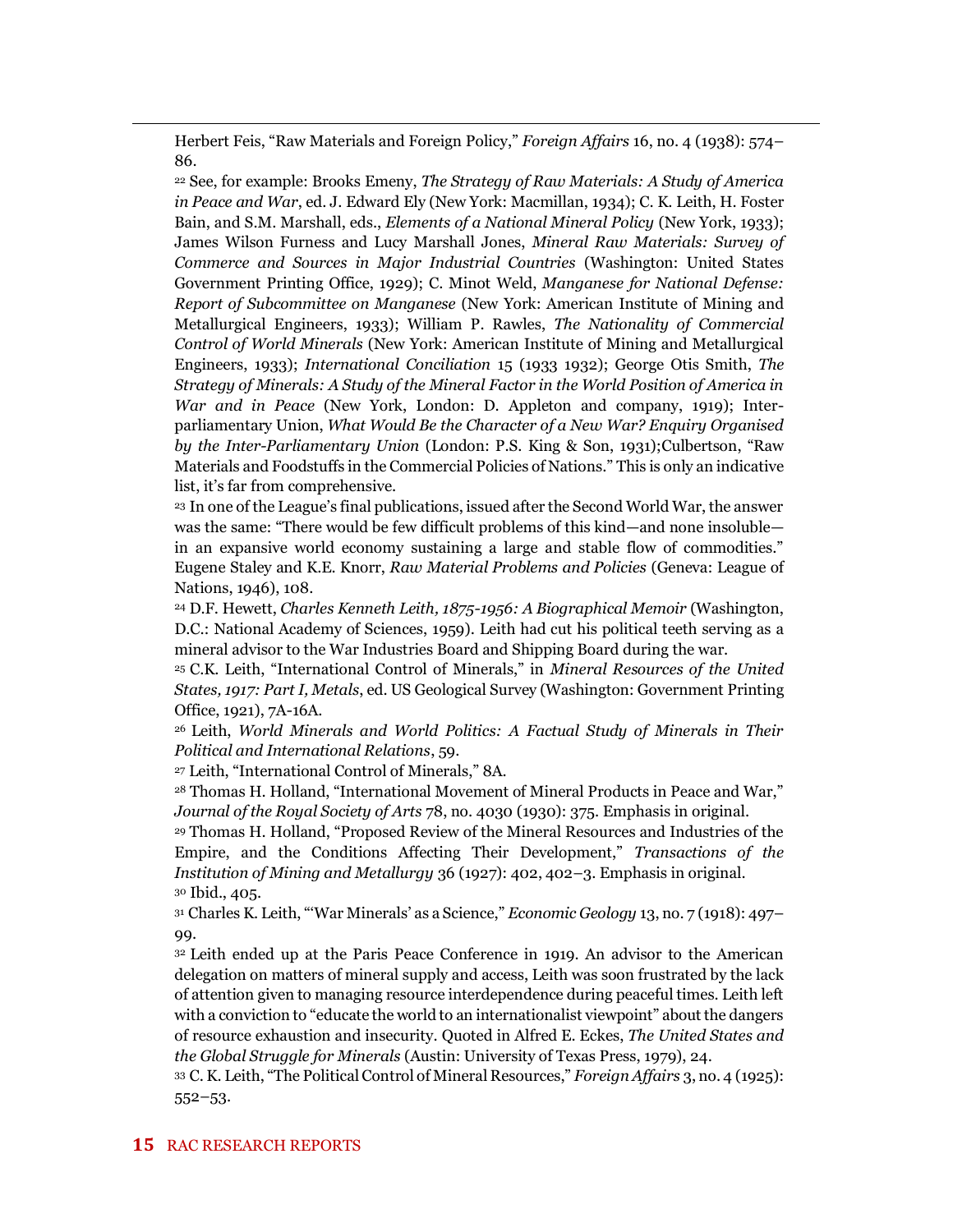Herbert Feis, "Raw Materials and Foreign Policy," *Foreign Affairs* 16, no. 4 (1938): 574–86.

[22] See, for example: Brooks Emeny, *The Strategy of Raw Materials: A Study of America in Peace and War*, ed. J. Edward Ely (New York: Macmillan, 1934); C. K. Leith, H. Foster Bain, and S.M. Marshall, eds., *Elements of a National Mineral Policy* (New York, 1933); James Wilson Furness and Lucy Marshall Jones, *Mineral Raw Materials: Survey of Commerce and Sources in Major Industrial Countries* (Washington: United States Government Printing Office, 1929); C. Minot Weld, *Manganese for National Defense: Report of Subcommittee on Manganese* (New York: American Institute of Mining and Metallurgical Engineers, 1933); William P. Rawles, *The Nationality of Commercial Control of World Minerals* (New York: American Institute of Mining and Metallurgical Engineers, 1933); *International Conciliation* 15 (1933 1932); George Otis Smith, *The Strategy of Minerals: A Study of the Mineral Factor in the World Position of America in War and in Peace* (New York, London: D. Appleton and company, 1919); Inter-parliamentary Union, *What Would Be the Character of a New War? Enquiry Organised by the Inter-Parliamentary Union* (London: P.S. King & Son, 1931);Culbertson, "Raw Materials and Foodstuffs in the Commercial Policies of Nations." This is only an indicative list, it's far from comprehensive.

[23] In one of the League's final publications, issued after the Second World War, the answer was the same: "There would be few difficult problems of this kind—and none insoluble—in an expansive world economy sustaining a large and stable flow of commodities." Eugene Staley and K.E. Knorr, *Raw Material Problems and Policies* (Geneva: League of Nations, 1946), 108.

[24] D.F. Hewett, *Charles Kenneth Leith, 1875-1956: A Biographical Memoir* (Washington, D.C.: National Academy of Sciences, 1959). Leith had cut his political teeth serving as a mineral advisor to the War Industries Board and Shipping Board during the war.

[25] C.K. Leith, "International Control of Minerals," in *Mineral Resources of the United States, 1917: Part I, Metals*, ed. US Geological Survey (Washington: Government Printing Office, 1921), 7A-16A.

[26] Leith, *World Minerals and World Politics: A Factual Study of Minerals in Their Political and International Relations*, 59.

[27] Leith, "International Control of Minerals," 8A.

[28] Thomas H. Holland, "International Movement of Mineral Products in Peace and War," *Journal of the Royal Society of Arts* 78, no. 4030 (1930): 375. Emphasis in original.

[29] Thomas H. Holland, "Proposed Review of the Mineral Resources and Industries of the Empire, and the Conditions Affecting Their Development," *Transactions of the Institution of Mining and Metallurgy* 36 (1927): 402, 402–3. Emphasis in original.

[30] Ibid., 405.

[31] Charles K. Leith, "'War Minerals' as a Science," *Economic Geology* 13, no. 7 (1918): 497–99.

[32] Leith ended up at the Paris Peace Conference in 1919. An advisor to the American delegation on matters of mineral supply and access, Leith was soon frustrated by the lack of attention given to managing resource interdependence during peaceful times. Leith left with a conviction to "educate the world to an internationalist viewpoint" about the dangers of resource exhaustion and insecurity. Quoted in Alfred E. Eckes, *The United States and the Global Struggle for Minerals* (Austin: University of Texas Press, 1979), 24.

[33] C. K. Leith, "The Political Control of Mineral Resources," *Foreign Affairs* 3, no. 4 (1925): 552–53.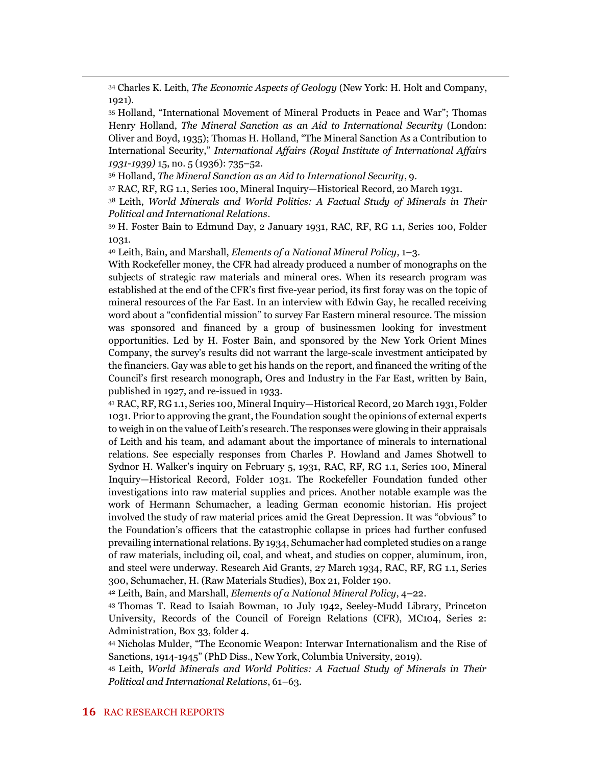[34] Charles K. Leith, *The Economic Aspects of Geology* (New York: H. Holt and Company, 1921).

[35] Holland, "International Movement of Mineral Products in Peace and War"; Thomas Henry Holland, *The Mineral Sanction as an Aid to International Security* (London: Oliver and Boyd, 1935); Thomas H. Holland, "The Mineral Sanction As a Contribution to International Security," *International Affairs (Royal Institute of International Affairs 1931-1939)* 15, no. 5 (1936): 735–52.

[36] Holland, *The Mineral Sanction as an Aid to International Security*, 9.

[37] RAC, RF, RG 1.1, Series 100, Mineral Inquiry—Historical Record, 20 March 1931.

[38] Leith, *World Minerals and World Politics: A Factual Study of Minerals in Their Political and International Relations*.

[39] H. Foster Bain to Edmund Day, 2 January 1931, RAC, RF, RG 1.1, Series 100, Folder 1031.

[40] Leith, Bain, and Marshall, *Elements of a National Mineral Policy*, 1–3.

With Rockefeller money, the CFR had already produced a number of monographs on the subjects of strategic raw materials and mineral ores. When its research program was established at the end of the CFR's first five-year period, its first foray was on the topic of mineral resources of the Far East. In an interview with Edwin Gay, he recalled receiving word about a "confidential mission" to survey Far Eastern mineral resource. The mission was sponsored and financed by a group of businessmen looking for investment opportunities. Led by H. Foster Bain, and sponsored by the New York Orient Mines Company, the survey's results did not warrant the large-scale investment anticipated by the financiers. Gay was able to get his hands on the report, and financed the writing of the Council's first research monograph, Ores and Industry in the Far East, written by Bain, published in 1927, and re-issued in 1933.

[41] RAC, RF, RG 1.1, Series 100, Mineral Inquiry—Historical Record, 20 March 1931, Folder 1031. Prior to approving the grant, the Foundation sought the opinions of external experts to weigh in on the value of Leith's research. The responses were glowing in their appraisals of Leith and his team, and adamant about the importance of minerals to international relations. See especially responses from Charles P. Howland and James Shotwell to Sydnor H. Walker's inquiry on February 5, 1931, RAC, RF, RG 1.1, Series 100, Mineral Inquiry—Historical Record, Folder 1031. The Rockefeller Foundation funded other investigations into raw material supplies and prices. Another notable example was the work of Hermann Schumacher, a leading German economic historian. His project involved the study of raw material prices amid the Great Depression. It was "obvious" to the Foundation's officers that the catastrophic collapse in prices had further confused prevailing international relations. By 1934, Schumacher had completed studies on a range of raw materials, including oil, coal, and wheat, and studies on copper, aluminum, iron, and steel were underway. Research Aid Grants, 27 March 1934, RAC, RF, RG 1.1, Series 300, Schumacher, H. (Raw Materials Studies), Box 21, Folder 190.

[42] Leith, Bain, and Marshall, *Elements of a National Mineral Policy*, 4–22.

[43] Thomas T. Read to Isaiah Bowman, 10 July 1942, Seeley-Mudd Library, Princeton University, Records of the Council of Foreign Relations (CFR), MC104, Series 2: Administration, Box 33, folder 4.

[44] Nicholas Mulder, "The Economic Weapon: Interwar Internationalism and the Rise of Sanctions, 1914-1945" (PhD Diss., New York, Columbia University, 2019).

[45] Leith, *World Minerals and World Politics: A Factual Study of Minerals in Their Political and International Relations*, 61–63.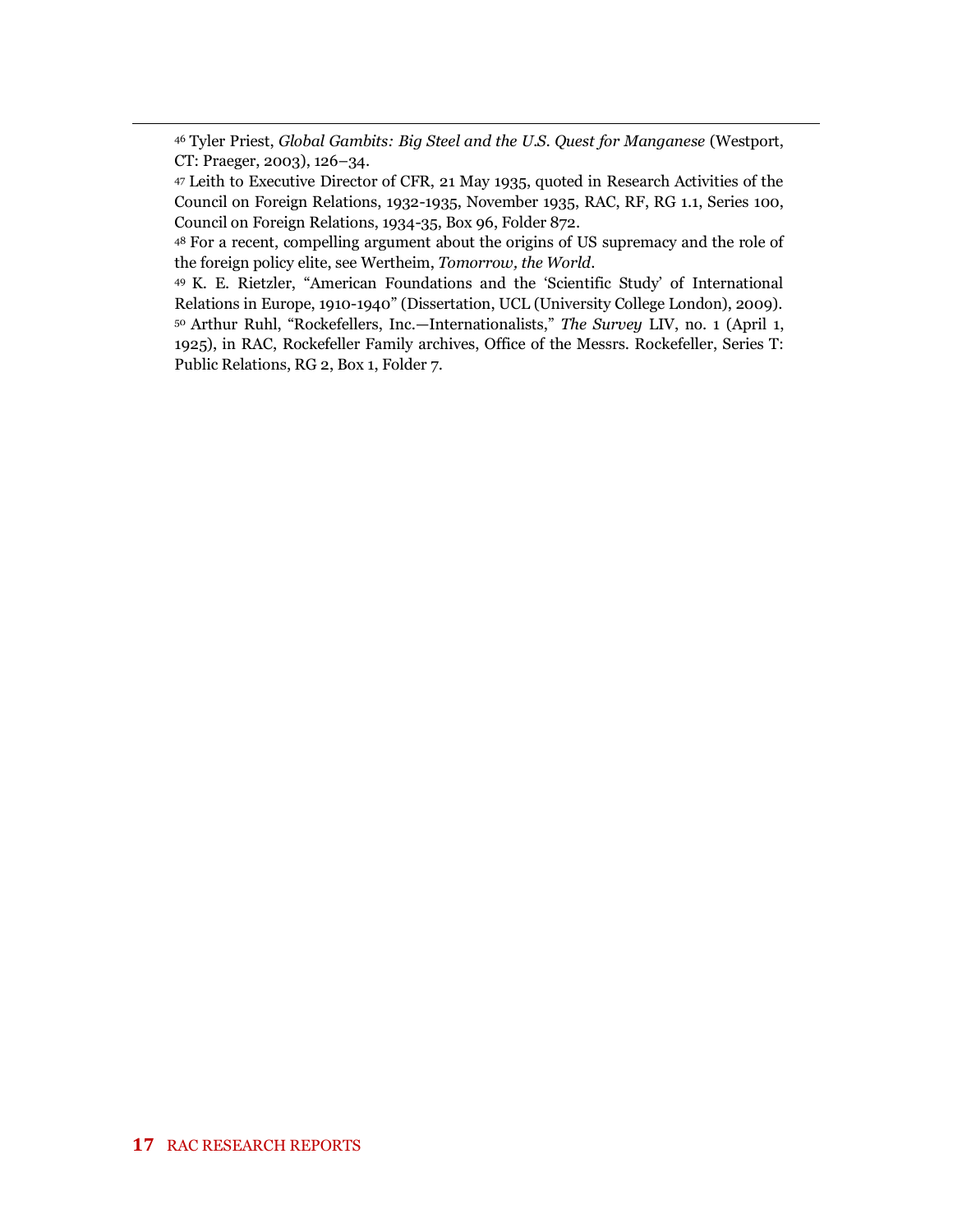[46] Tyler Priest, *Global Gambits: Big Steel and the U.S. Quest for Manganese* (Westport, CT: Praeger, 2003), 126–34.

[47] Leith to Executive Director of CFR, 21 May 1935, quoted in Research Activities of the Council on Foreign Relations, 1932-1935, November 1935, RAC, RF, RG 1.1, Series 100, Council on Foreign Relations, 1934-35, Box 96, Folder 872.

[48] For a recent, compelling argument about the origins of US supremacy and the role of the foreign policy elite, see Wertheim, *Tomorrow, the World*.

[49] K. E. Rietzler, "American Foundations and the 'Scientific Study' of International Relations in Europe, 1910-1940" (Dissertation, UCL (University College London), 2009).

[50] Arthur Ruhl, "Rockefellers, Inc.—Internationalists," *The Survey* LIV, no. 1 (April 1, 1925), in RAC, Rockefeller Family archives, Office of the Messrs. Rockefeller, Series T: Public Relations, RG 2, Box 1, Folder 7.